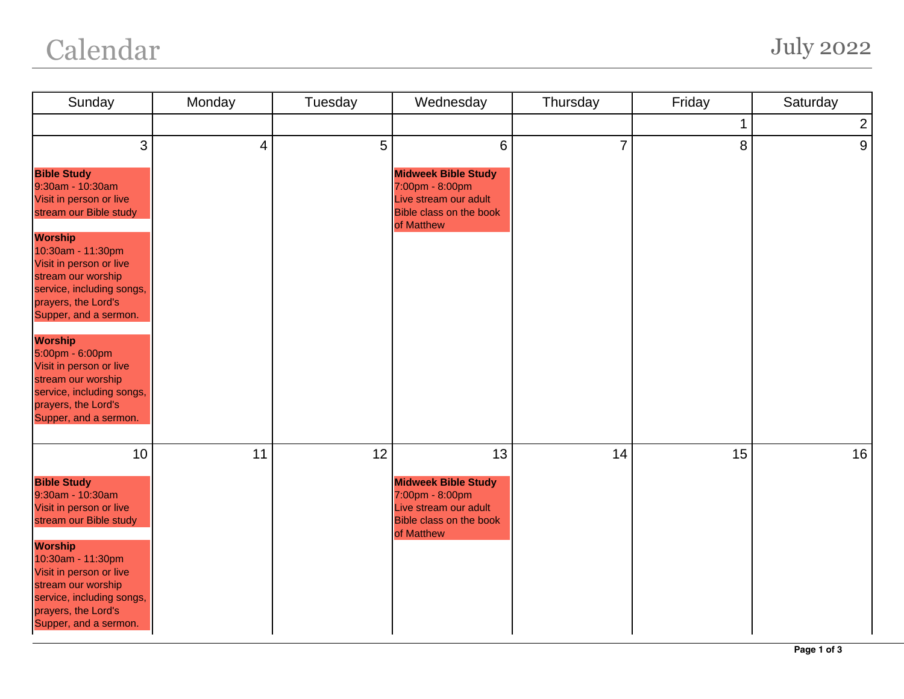# Calendar

## July 2022

| Sunday | Monday | Tuesday | Wednesday | Thursday | Friday | Saturday |
|---|---|---|---|---|---|---|
| | | | | | 1 | 2 |
| 3<br><br>**Bible Study**<br>9:30am - 10:30am<br>Visit in person or live stream our Bible study<br><br>**Worship**<br>10:30am - 11:30pm<br>Visit in person or live stream our worship service, including songs, prayers, the Lord's Supper, and a sermon.<br><br>**Worship**<br>5:00pm - 6:00pm<br>Visit in person or live stream our worship service, including songs, prayers, the Lord's Supper, and a sermon. | 4 | 5 | 6<br><br>**Midweek Bible Study**<br>7:00pm - 8:00pm<br>Live stream our adult Bible class on the book of Matthew | 7 | 8 | 9 |
| 10<br><br>**Bible Study**<br>9:30am - 10:30am<br>Visit in person or live stream our Bible study<br><br>**Worship**<br>10:30am - 11:30pm<br>Visit in person or live stream our worship service, including songs, prayers, the Lord's Supper, and a sermon. | 11 | 12 | 13<br><br>**Midweek Bible Study**<br>7:00pm - 8:00pm<br>Live stream our adult Bible class on the book of Matthew | 14 | 15 | 16 |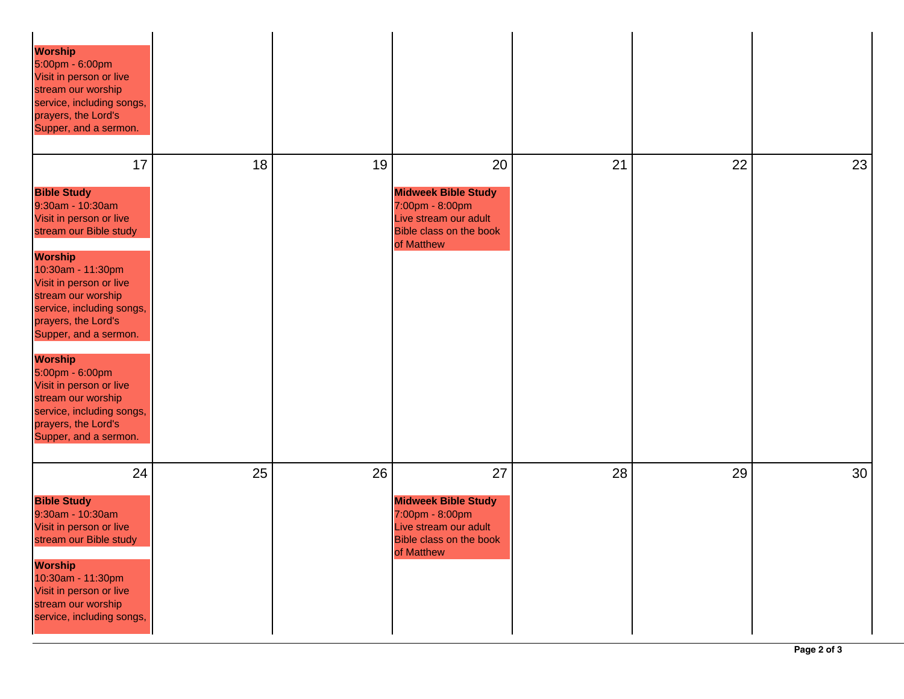| | | | | | | |
|---|---|---|---|---|---|---|
| **Worship**<br>5:00pm - 6:00pm<br>Visit in person or live stream our worship service, including songs, prayers, the Lord's Supper, and a sermon. | | | | | | |
| 17<br><br>**Bible Study**<br>9:30am - 10:30am<br>Visit in person or live stream our Bible study<br><br>**Worship**<br>10:30am - 11:30pm<br>Visit in person or live stream our worship service, including songs, prayers, the Lord's Supper, and a sermon.<br><br>**Worship**<br>5:00pm - 6:00pm<br>Visit in person or live stream our worship service, including songs, prayers, the Lord's Supper, and a sermon. | 18 | 19 | 20<br><br>**Midweek Bible Study**<br>7:00pm - 8:00pm<br>Live stream our adult Bible class on the book of Matthew | 21 | 22 | 23 |
| 24<br><br>**Bible Study**<br>9:30am - 10:30am<br>Visit in person or live stream our Bible study<br><br>**Worship**<br>10:30am - 11:30pm<br>Visit in person or live stream our worship service, including songs, | 25 | 26 | 27<br><br>**Midweek Bible Study**<br>7:00pm - 8:00pm<br>Live stream our adult Bible class on the book of Matthew | 28 | 29 | 30 |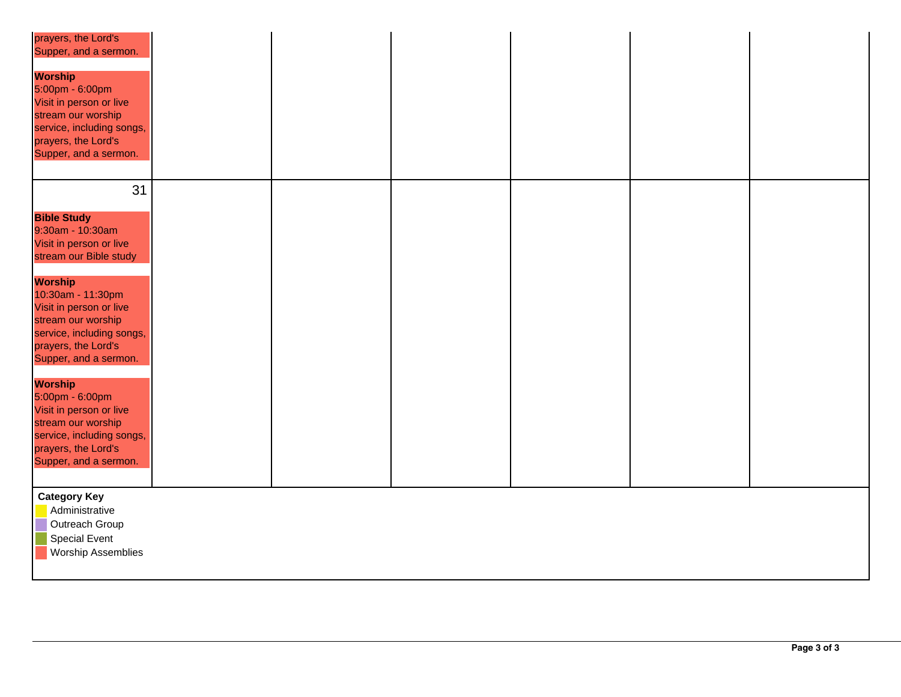| | | | | | | |
|---|---|---|---|---|---|---|
| prayers, the Lord's Supper, and a sermon.<br><br>**Worship**<br>5:00pm - 6:00pm<br>Visit in person or live stream our worship service, including songs, prayers, the Lord's Supper, and a sermon. | | | | | | |
| 31<br><br>**Bible Study**<br>9:30am - 10:30am<br>Visit in person or live stream our Bible study<br><br>**Worship**<br>10:30am - 11:30pm<br>Visit in person or live stream our worship service, including songs, prayers, the Lord's Supper, and a sermon.<br><br>**Worship**<br>5:00pm - 6:00pm<br>Visit in person or live stream our worship service, including songs, prayers, the Lord's Supper, and a sermon. | | | | | | |

**Category Key**

- Administrative
- Outreach Group
- Special Event
- Worship Assemblies